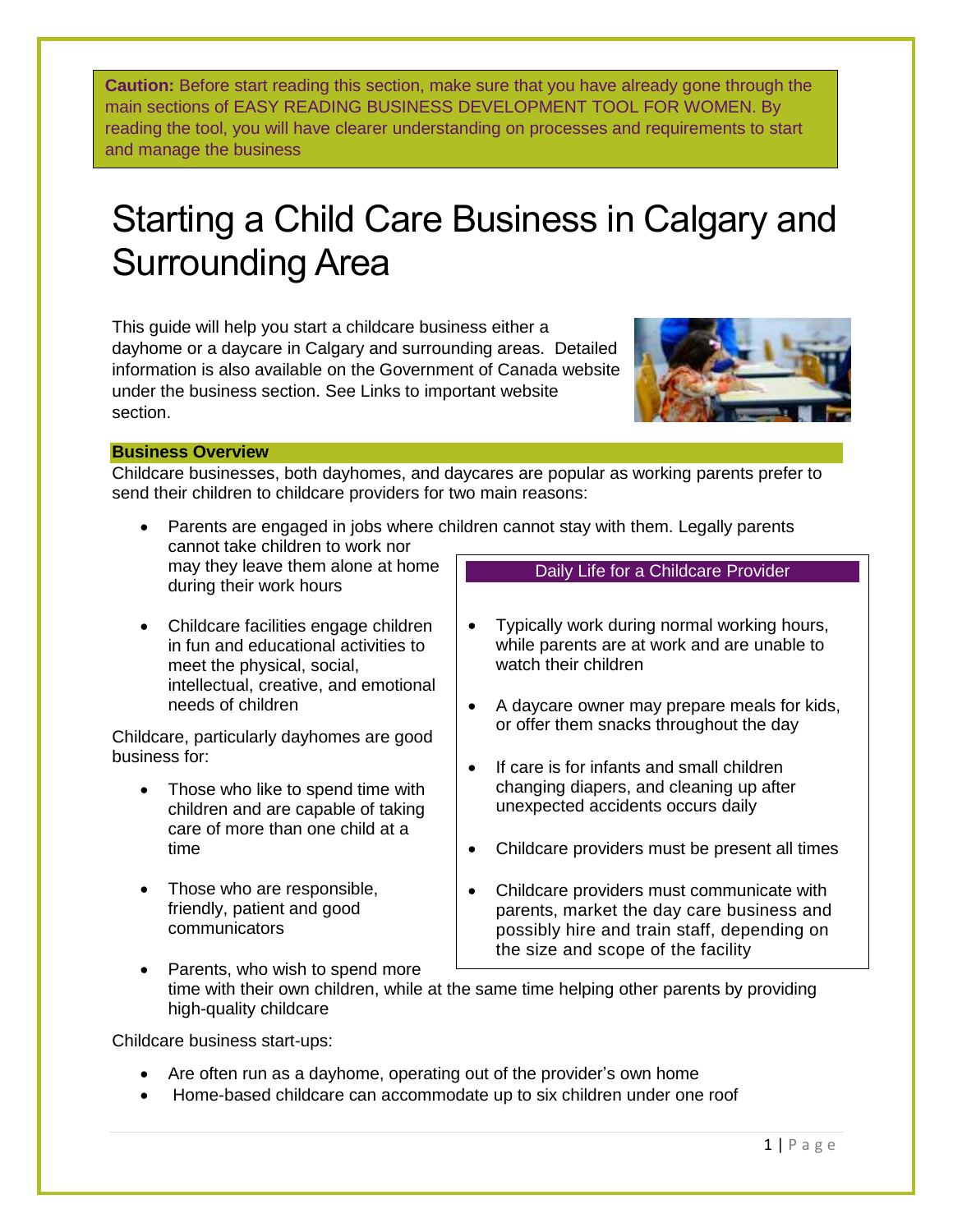**Caution:** Before start reading this section, make sure that you have already gone through the main sections of EASY READING BUSINESS DEVELOPMENT TOOL FOR WOMEN. By reading the tool, you will have clearer understanding on processes and requirements to start and manage the business

# Starting a Child Care Business in Calgary and Surrounding Area

This guide will help you start a childcare business either a dayhome or a daycare in Calgary and surrounding areas. Detailed information is also available on the Government of Canada website under the business section. See Links to important website section.

## Business Overview

Childcare businesses, both dayhomes, and daycares are popular as working parents prefer to send their children to childcare providers for two main reasons:

- Parents are engaged in jobs where children cannot stay with them. Legally parents cannot take children to work nor may they leave them alone at home during their work hours
- Childcare facilities engage children in fun and educational activities to meet the physical, social, intellectual, creative, and emotional needs of children

Childcare, particularly dayhomes are good business for:

- Those who like to spend time with children and are capable of taking care of more than one child at a time
- Those who are responsible, friendly, patient and good communicators
- Parents, who wish to spend more time with their own children, while at the same time helping other parents by providing high-quality childcare

### Daily Life for a Childcare Provider

- Typically work during normal working hours, while parents are at work and are unable to watch their children
- A daycare owner may prepare meals for kids, or offer them snacks throughout the day
- If care is for infants and small children changing diapers, and cleaning up after unexpected accidents occurs daily
- Childcare providers must be present all times
- Childcare providers must communicate with parents, market the day care business and possibly hire and train staff, depending on the size and scope of the facility

Childcare business start-ups:

- Are often run as a dayhome, operating out of the provider's own home
- Home-based childcare can accommodate up to six children under one roof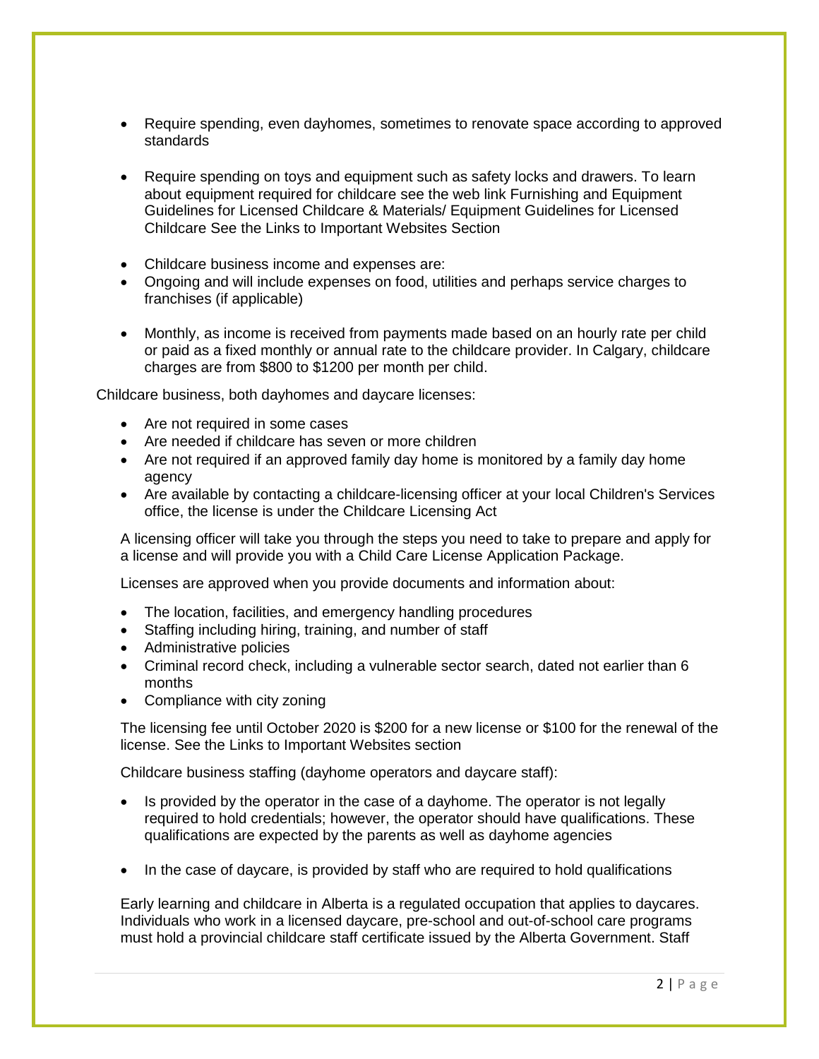- Require spending, even dayhomes, sometimes to renovate space according to approved standards

- Require spending on toys and equipment such as safety locks and drawers. To learn about equipment required for childcare see the web link Furnishing and Equipment Guidelines for Licensed Childcare & Materials/ Equipment Guidelines for Licensed Childcare See the Links to Important Websites Section

- Childcare business income and expenses are:
- Ongoing and will include expenses on food, utilities and perhaps service charges to franchises (if applicable)

- Monthly, as income is received from payments made based on an hourly rate per child or paid as a fixed monthly or annual rate to the childcare provider. In Calgary, childcare charges are from $800 to $1200 per month per child.

Childcare business, both dayhomes and daycare licenses:

- Are not required in some cases
- Are needed if childcare has seven or more children
- Are not required if an approved family day home is monitored by a family day home agency
- Are available by contacting a childcare-licensing officer at your local Children's Services office, the license is under the Childcare Licensing Act

A licensing officer will take you through the steps you need to take to prepare and apply for a license and will provide you with a Child Care License Application Package.

Licenses are approved when you provide documents and information about:

- The location, facilities, and emergency handling procedures
- Staffing including hiring, training, and number of staff
- Administrative policies
- Criminal record check, including a vulnerable sector search, dated not earlier than 6 months
- Compliance with city zoning

The licensing fee until October 2020 is $200 for a new license or $100 for the renewal of the license. See the Links to Important Websites section

Childcare business staffing (dayhome operators and daycare staff):

- Is provided by the operator in the case of a dayhome. The operator is not legally required to hold credentials; however, the operator should have qualifications. These qualifications are expected by the parents as well as dayhome agencies

- In the case of daycare, is provided by staff who are required to hold qualifications

Early learning and childcare in Alberta is a regulated occupation that applies to daycares. Individuals who work in a licensed daycare, pre-school and out-of-school care programs must hold a provincial childcare staff certificate issued by the Alberta Government. Staff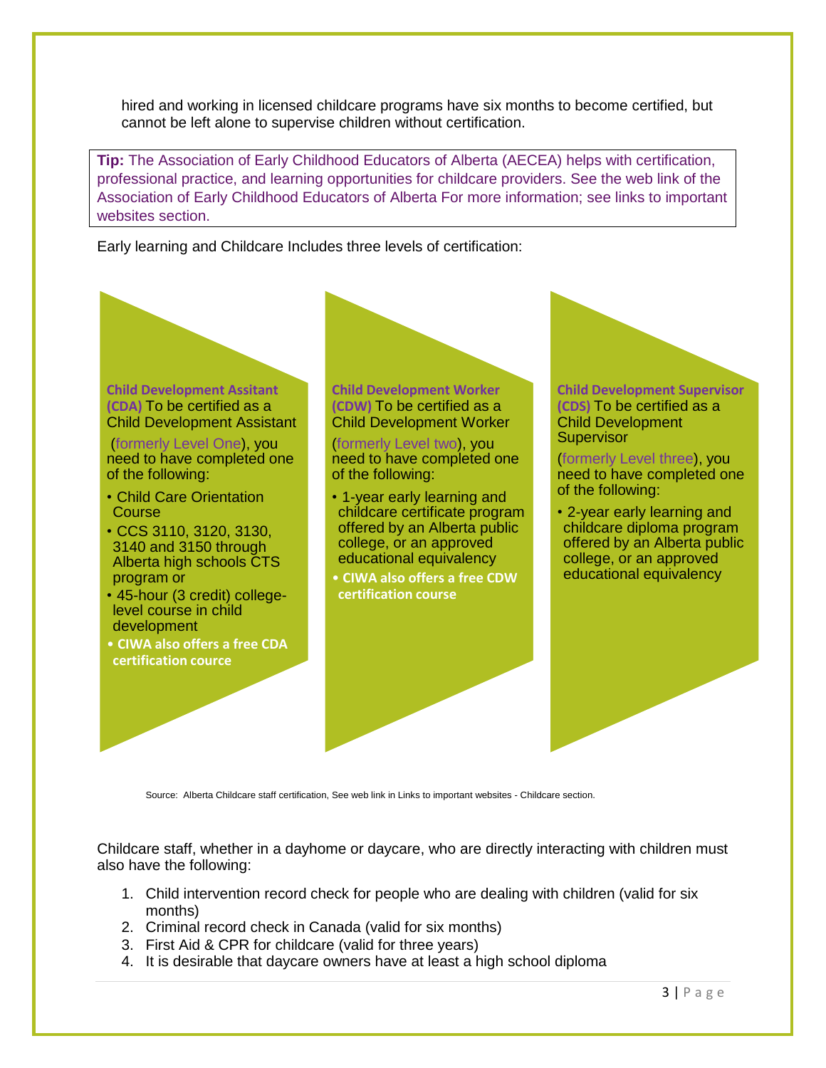hired and working in licensed childcare programs have six months to become certified, but cannot be left alone to supervise children without certification.

> **Tip:** The Association of Early Childhood Educators of Alberta (AECEA) helps with certification, professional practice, and learning opportunities for childcare providers. See the web link of the Association of Early Childhood Educators of Alberta For more information; see links to important websites section.

Early learning and Childcare Includes three levels of certification:

**Child Development Assitant (CDA)** To be certified as a Child Development Assistant (formerly Level One), you need to have completed one of the following:

- Child Care Orientation Course
- CCS 3110, 3120, 3130, 3140 and 3150 through Alberta high schools CTS program or
- 45-hour (3 credit) college-level course in child development
- **CIWA also offers a free CDA certification cource**

**Child Development Worker (CDW)** To be certified as a Child Development Worker (formerly Level two), you need to have completed one of the following:

- 1-year early learning and childcare certificate program offered by an Alberta public college, or an approved educational equivalency
- **CIWA also offers a free CDW certification course**

**Child Development Supervisor (CDS)** To be certified as a Child Development Supervisor (formerly Level three), you need to have completed one of the following:

- 2-year early learning and childcare diploma program offered by an Alberta public college, or an approved educational equivalency

Source: Alberta Childcare staff certification, See web link in Links to important websites - Childcare section.

Childcare staff, whether in a dayhome or daycare, who are directly interacting with children must also have the following:

1. Child intervention record check for people who are dealing with children (valid for six months)
2. Criminal record check in Canada (valid for six months)
3. First Aid & CPR for childcare (valid for three years)
4. It is desirable that daycare owners have at least a high school diploma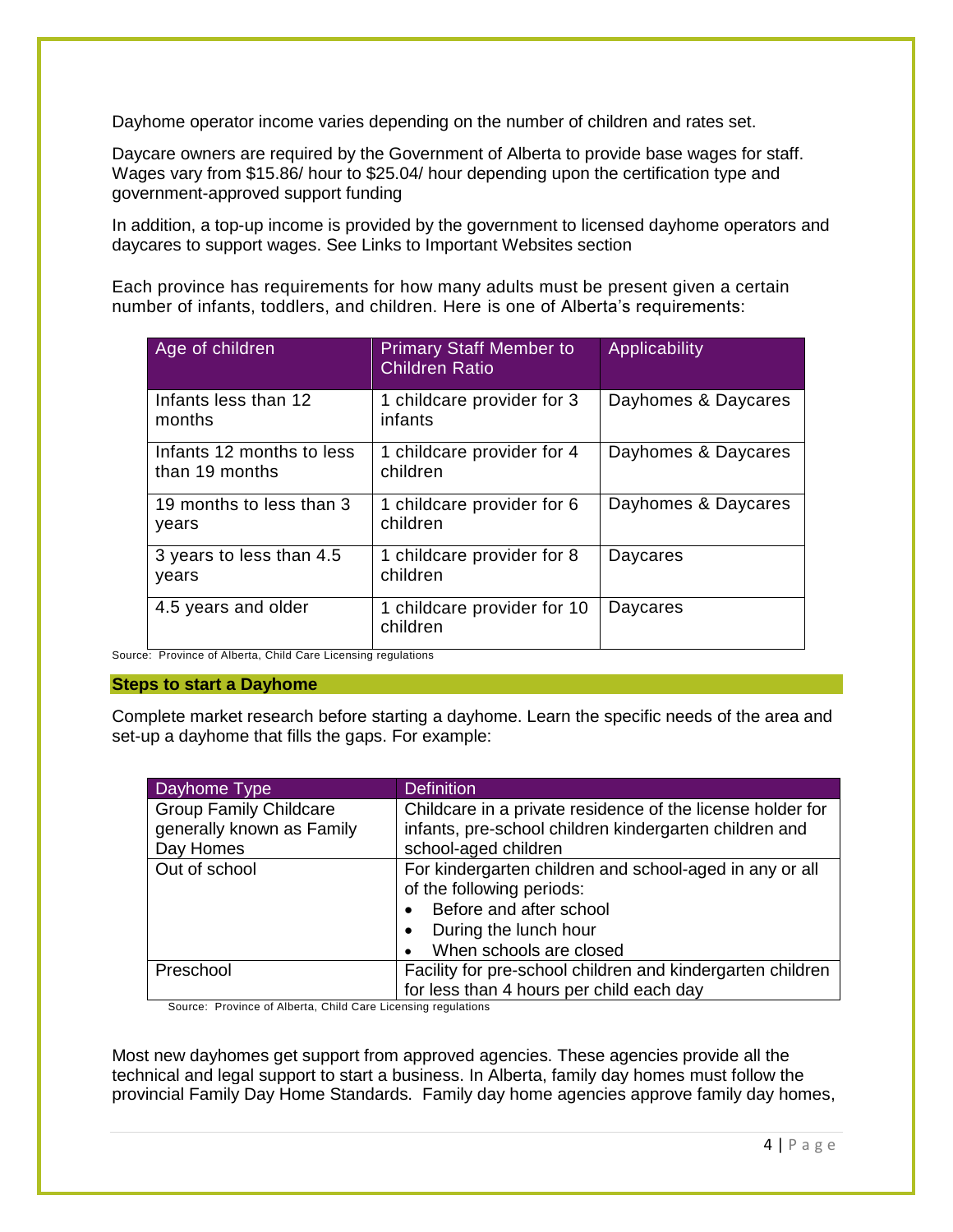Dayhome operator income varies depending on the number of children and rates set.

Daycare owners are required by the Government of Alberta to provide base wages for staff. Wages vary from $15.86/ hour to $25.04/ hour depending upon the certification type and government-approved support funding

In addition, a top-up income is provided by the government to licensed dayhome operators and daycares to support wages. See Links to Important Websites section

Each province has requirements for how many adults must be present given a certain number of infants, toddlers, and children. Here is one of Alberta's requirements:

| Age of children | Primary Staff Member to Children Ratio | Applicability |
|---|---|---|
| Infants less than 12 months | 1 childcare provider for 3 infants | Dayhomes & Daycares |
| Infants 12 months to less than 19 months | 1 childcare provider for 4 children | Dayhomes & Daycares |
| 19 months to less than 3 years | 1 childcare provider for 6 children | Dayhomes & Daycares |
| 3 years to less than 4.5 years | 1 childcare provider for 8 children | Daycares |
| 4.5 years and older | 1 childcare provider for 10 children | Daycares |

Source: Province of Alberta, Child Care Licensing regulations

## Steps to start a Dayhome

Complete market research before starting a dayhome. Learn the specific needs of the area and set-up a dayhome that fills the gaps. For example:

| Dayhome Type | Definition |
|---|---|
| Group Family Childcare generally known as Family Day Homes | Childcare in a private residence of the license holder for infants, pre-school children kindergarten children and school-aged children |
| Out of school | For kindergarten children and school-aged in any or all of the following periods: <br>• Before and after school <br>• During the lunch hour <br>• When schools are closed |
| Preschool | Facility for pre-school children and kindergarten children for less than 4 hours per child each day |

Source: Province of Alberta, Child Care Licensing regulations

Most new dayhomes get support from approved agencies. These agencies provide all the technical and legal support to start a business. In Alberta, family day homes must follow the provincial Family Day Home Standards. Family day home agencies approve family day homes,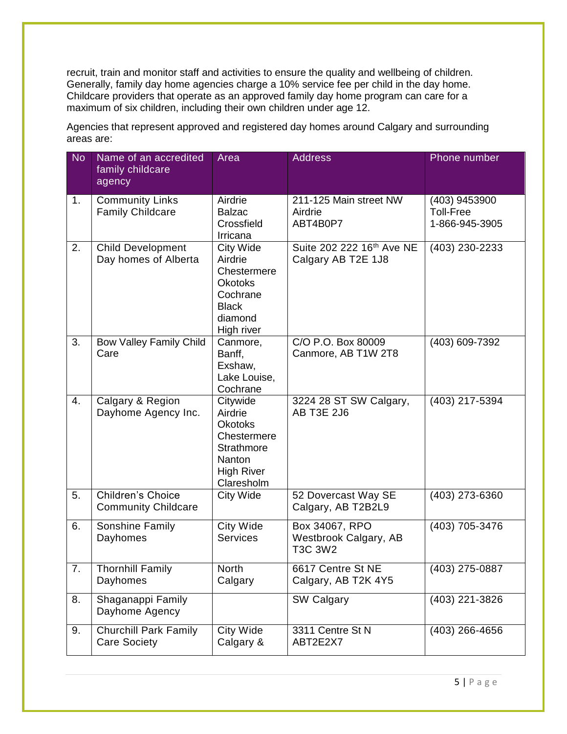recruit, train and monitor staff and activities to ensure the quality and wellbeing of children. Generally, family day home agencies charge a 10% service fee per child in the day home. Childcare providers that operate as an approved family day home program can care for a maximum of six children, including their own children under age 12.

Agencies that represent approved and registered day homes around Calgary and surrounding areas are:

| No | Name of an accredited family childcare agency | Area | Address | Phone number |
|---|---|---|---|---|
| 1. | Community Links Family Childcare | Airdrie Balzac Crossfield Irricana | 211-125 Main street NW Airdrie ABT4B0P7 | (403) 9453900 Toll-Free 1-866-945-3905 |
| 2. | Child Development Day homes of Alberta | City Wide Airdrie Chestermere Okotoks Cochrane Black diamond High river | Suite 202 222 16th Ave NE Calgary AB T2E 1J8 | (403) 230-2233 |
| 3. | Bow Valley Family Child Care | Canmore, Banff, Exshaw, Lake Louise, Cochrane | C/O P.O. Box 80009 Canmore, AB T1W 2T8 | (403) 609-7392 |
| 4. | Calgary & Region Dayhome Agency Inc. | Citywide Airdrie Okotoks Chestermere Strathmore Nanton High River Claresholm | 3224 28 ST SW Calgary, AB T3E 2J6 | (403) 217-5394 |
| 5. | Children's Choice Community Childcare | City Wide | 52 Dovercast Way SE Calgary, AB T2B2L9 | (403) 273-6360 |
| 6. | Sonshine Family Dayhomes | City Wide Services | Box 34067, RPO Westbrook Calgary, AB T3C 3W2 | (403) 705-3476 |
| 7. | Thornhill Family Dayhomes | North Calgary | 6617 Centre St NE Calgary, AB T2K 4Y5 | (403) 275-0887 |
| 8. | Shaganappi Family Dayhome Agency | | SW Calgary | (403) 221-3826 |
| 9. | Churchill Park Family Care Society | City Wide Calgary & | 3311 Centre St N ABT2E2X7 | (403) 266-4656 |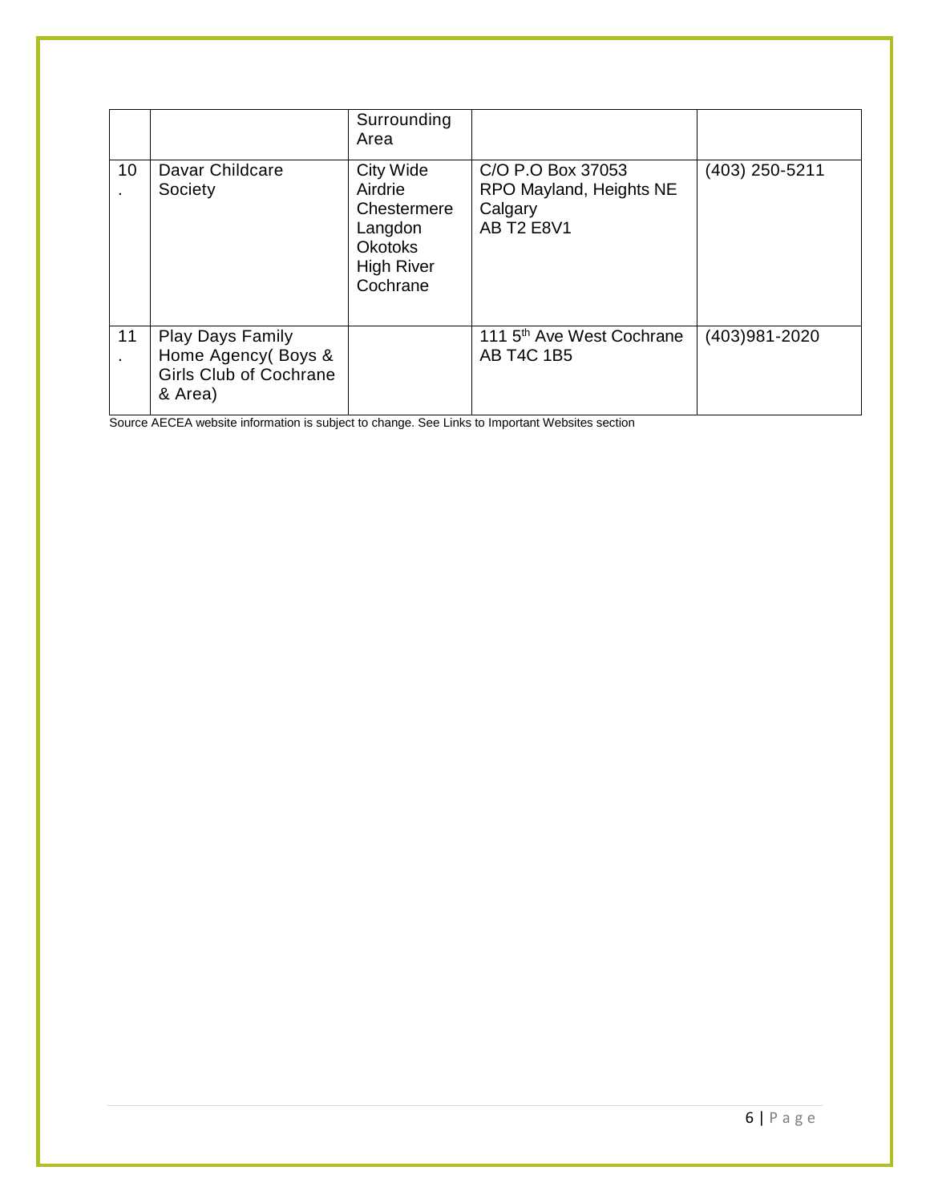| | | | | |
|---|---|---|---|---|
| | | Surrounding Area | | |
| 10. | Davar Childcare Society | City Wide Airdrie Chestermere Langdon Okotoks High River Cochrane | C/O P.O Box 37053 RPO Mayland, Heights NE Calgary AB T2 E8V1 | (403) 250-5211 |
| 11. | Play Days Family Home Agency( Boys & Girls Club of Cochrane & Area) | | 111 5th Ave West Cochrane AB T4C 1B5 | (403)981-2020 |

Source AECEA website information is subject to change. See Links to Important Websites section